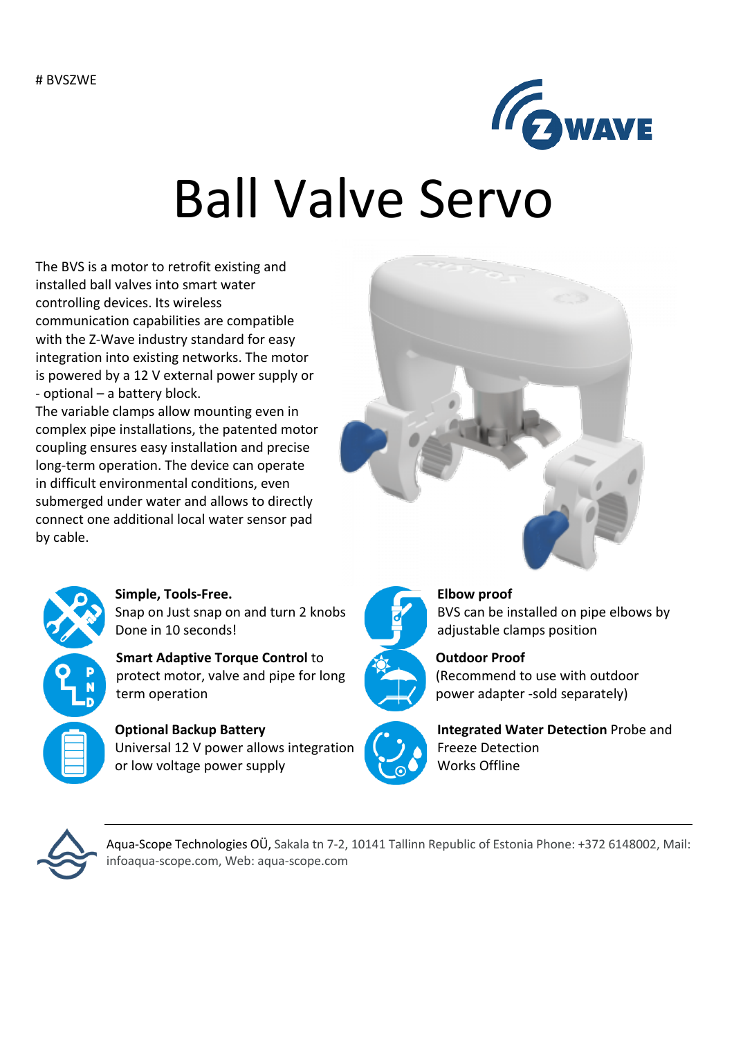# BVSZWE

# Ball Valve Servo

The BVS is a motor to retrofit existing and installed ball valves into smart water controlling devices. Its wireless communication capabilities are compatible with the Z-Wave industry standard for easy integration into existing networks. The motor is powered by a 12 V external power supply or - optional – a battery block.
The variable clamps allow mounting even in complex pipe installations, the patented motor coupling ensures easy installation and precise long-term operation. The device can operate in difficult environmental conditions, even submerged under water and allows to directly connect one additional local water sensor pad by cable.

**Simple, Tools-Free.**
Snap on Just snap on and turn 2 knobs
Done in 10 seconds!

**Smart Adaptive Torque Control** to protect motor, valve and pipe for long term operation

**Optional Backup Battery**
Universal 12 V power allows integration or low voltage power supply

**Elbow proof**
BVS can be installed on pipe elbows by adjustable clamps position

**Outdoor Proof**
(Recommend to use with outdoor power adapter -sold separately)

**Integrated Water Detection** Probe and Freeze Detection
Works Offline

Aqua-Scope Technologies OÜ, Sakala tn 7-2, 10141 Tallinn Republic of Estonia Phone: +372 6148002, Mail: infoaqua-scope.com, Web: aqua-scope.com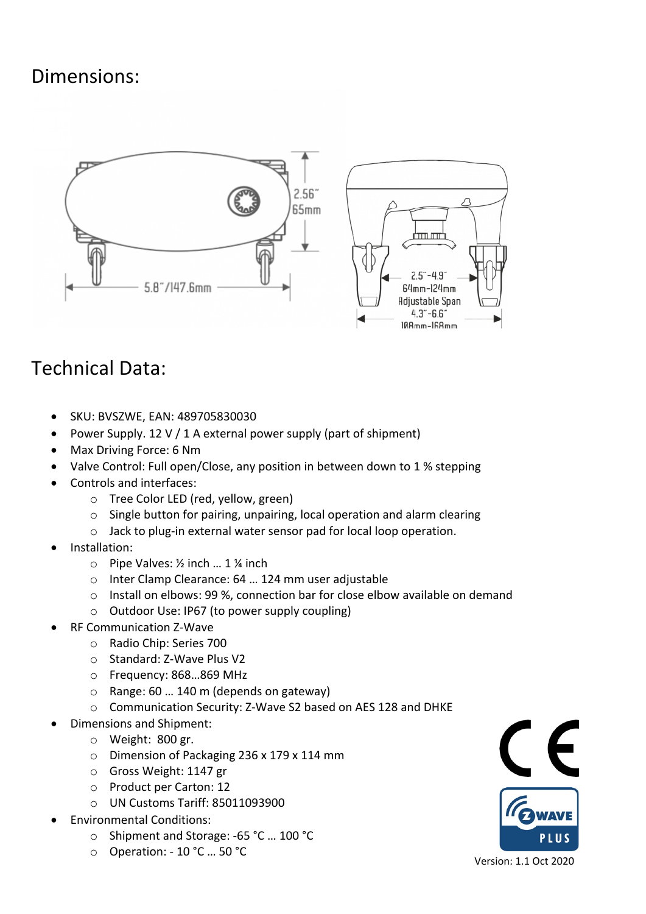## Dimensions:

2.56"
65mm

5.8"/147.6mm

2.5"-4.9"
64mm-124mm
Adjustable Span
4.3"-6.6"
108mm-168mm

## Technical Data:

- SKU: BVSZWE, EAN: 489705830030
- Power Supply. 12 V / 1 A external power supply (part of shipment)
- Max Driving Force: 6 Nm
- Valve Control: Full open/Close, any position in between down to 1 % stepping
- Controls and interfaces:
  - Tree Color LED (red, yellow, green)
  - Single button for pairing, unpairing, local operation and alarm clearing
  - Jack to plug-in external water sensor pad for local loop operation.
- Installation:
  - Pipe Valves: ½ inch … 1 ¼ inch
  - Inter Clamp Clearance: 64 … 124 mm user adjustable
  - Install on elbows: 99 %, connection bar for close elbow available on demand
  - Outdoor Use: IP67 (to power supply coupling)
- RF Communication Z-Wave
  - Radio Chip: Series 700
  - Standard: Z-Wave Plus V2
  - Frequency: 868…869 MHz
  - Range: 60 … 140 m (depends on gateway)
  - Communication Security: Z-Wave S2 based on AES 128 and DHKE
- Dimensions and Shipment:
  - Weight: 800 gr.
  - Dimension of Packaging 236 x 179 x 114 mm
  - Gross Weight: 1147 gr
  - Product per Carton: 12
  - UN Customs Tariff: 85011093900
- Environmental Conditions:
  - Shipment and Storage: -65 °C … 100 °C
  - Operation: - 10 °C … 50 °C

Version: 1.1 Oct 2020